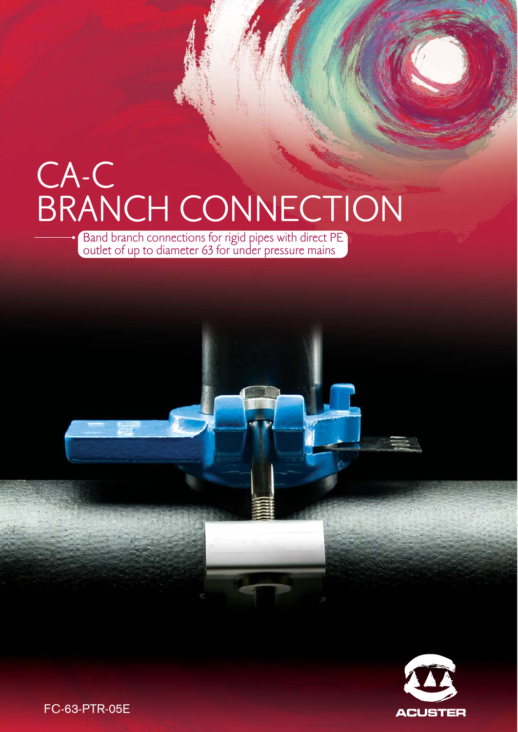# CA-C BRANCH CONNECTION

Band branch connections for rigid pipes with direct PE outlet of up to diameter 63 for under pressure mains

ACUSTER

FC-63-PTR-05E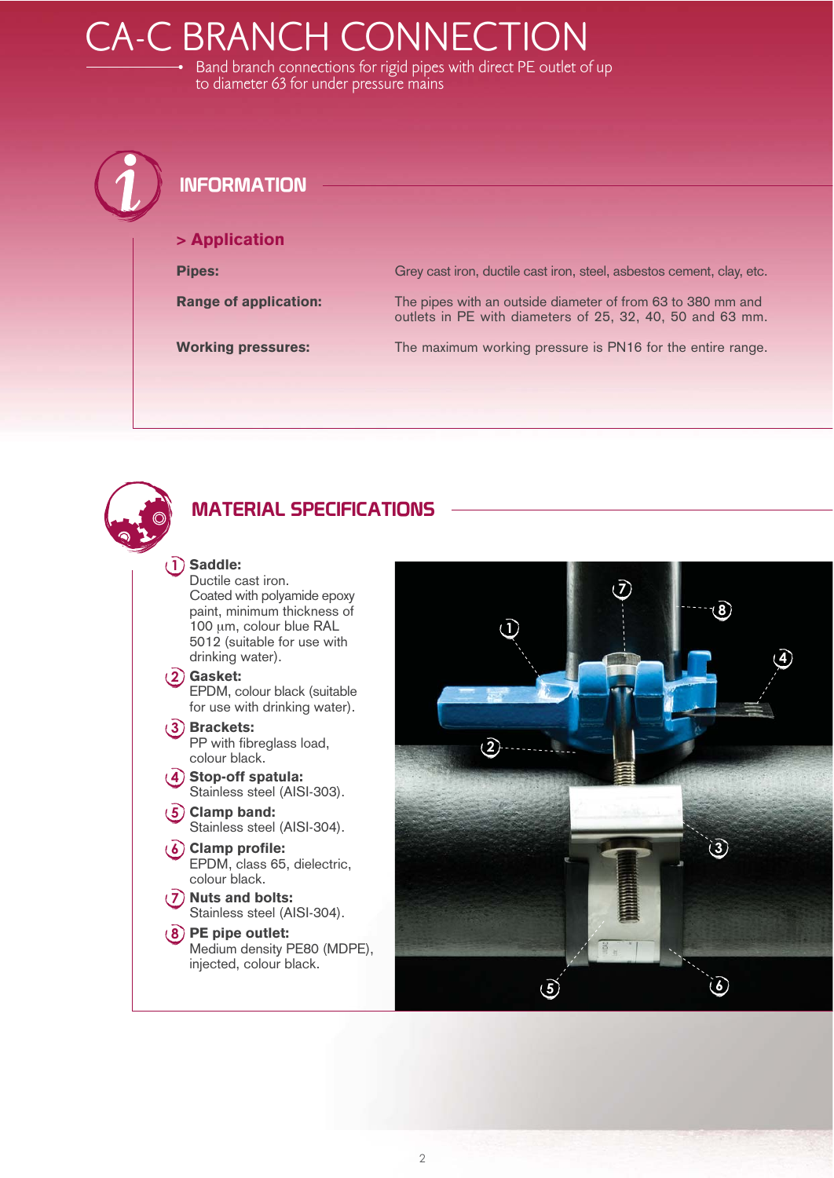# CA-C BRANCH CONNECTION

Band branch connections for rigid pipes with direct PE outlet of up to diameter 63 for under pressure mains

## INFORMATION

### > Application

| | |
|---|---|
| **Pipes:** | Grey cast iron, ductile cast iron, steel, asbestos cement, clay, etc. |
| **Range of application:** | The pipes with an outside diameter of from 63 to 380 mm and outlets in PE with diameters of 25, 32, 40, 50 and 63 mm. |
| **Working pressures:** | The maximum working pressure is PN16 for the entire range. |

## MATERIAL SPECIFICATIONS

1. **Saddle:** Ductile cast iron. Coated with polyamide epoxy paint, minimum thickness of 100 µm, colour blue RAL 5012 (suitable for use with drinking water).
2. **Gasket:** EPDM, colour black (suitable for use with drinking water).
3. **Brackets:** PP with fibreglass load, colour black.
4. **Stop-off spatula:** Stainless steel (AISI-303).
5. **Clamp band:** Stainless steel (AISI-304).
6. **Clamp profile:** EPDM, class 65, dielectric, colour black.
7. **Nuts and bolts:** Stainless steel (AISI-304).
8. **PE pipe outlet:** Medium density PE80 (MDPE), injected, colour black.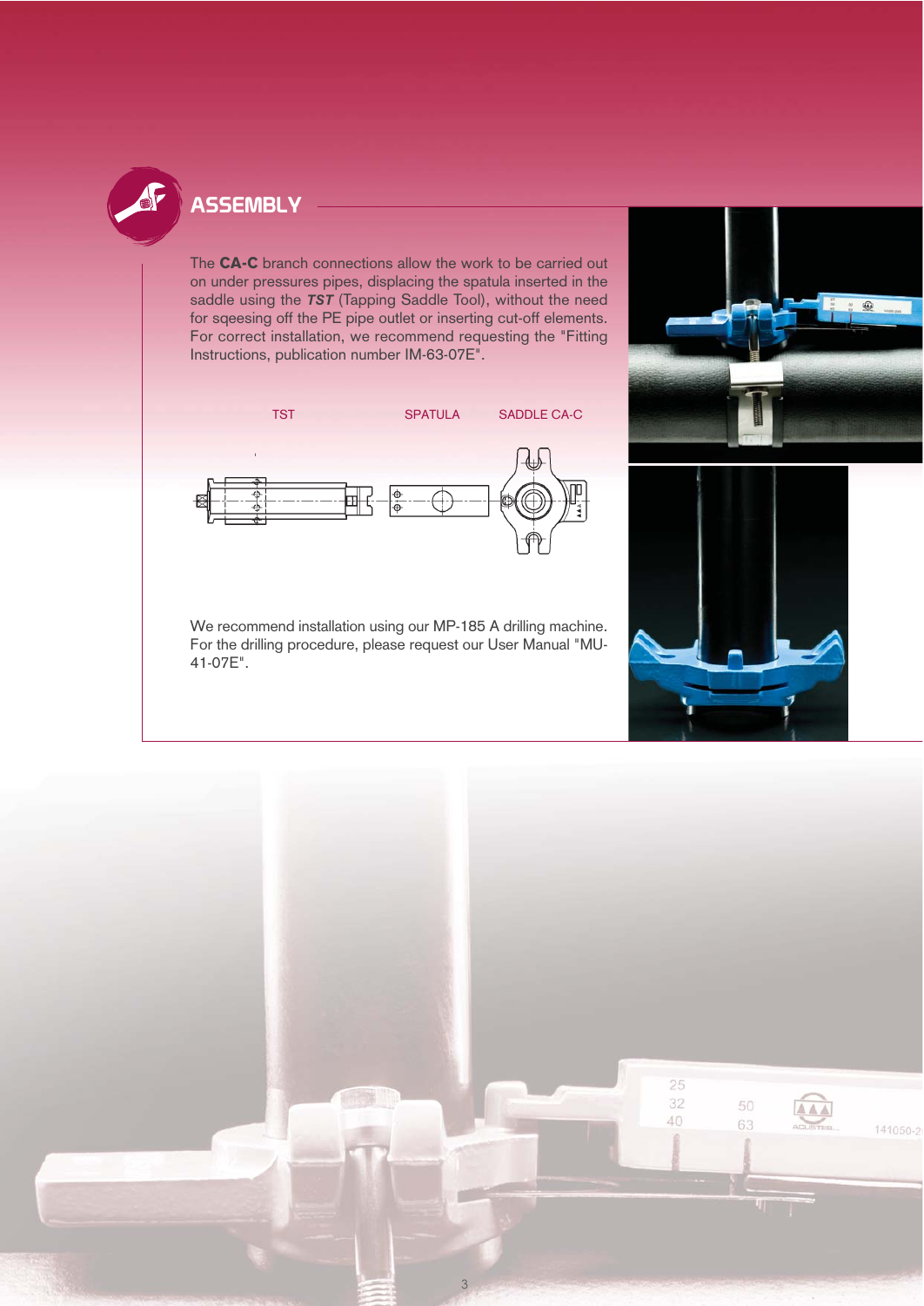## ASSEMBLY

The **CA-C** branch connections allow the work to be carried out on under pressures pipes, displacing the spatula inserted in the saddle using the ***TST*** (Tapping Saddle Tool), without the need for sqeesing off the PE pipe outlet or inserting cut-off elements. For correct installation, we recommend requesting the "Fitting Instructions, publication number IM-63-07E".

TST SPATULA SADDLE CA-C

We recommend installation using our MP-185 A drilling machine. For the drilling procedure, please request our User Manual "MU-41-07E".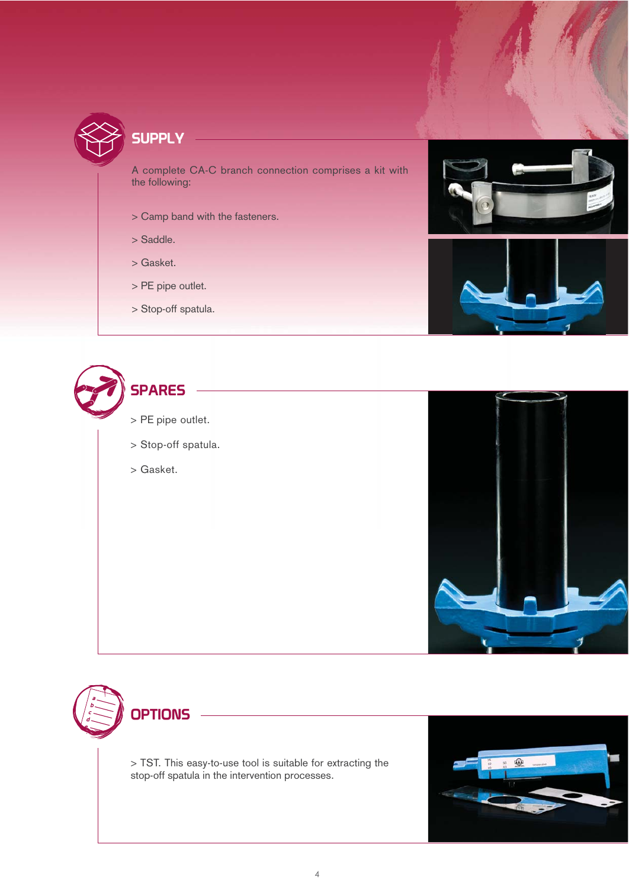## SUPPLY

A complete CA-C branch connection comprises a kit with the following:

> Camp band with the fasteners.

> Saddle.

> Gasket.

> PE pipe outlet.

> Stop-off spatula.

## SPARES

> PE pipe outlet.

> Stop-off spatula.

> Gasket.

## OPTIONS

> TST. This easy-to-use tool is suitable for extracting the stop-off spatula in the intervention processes.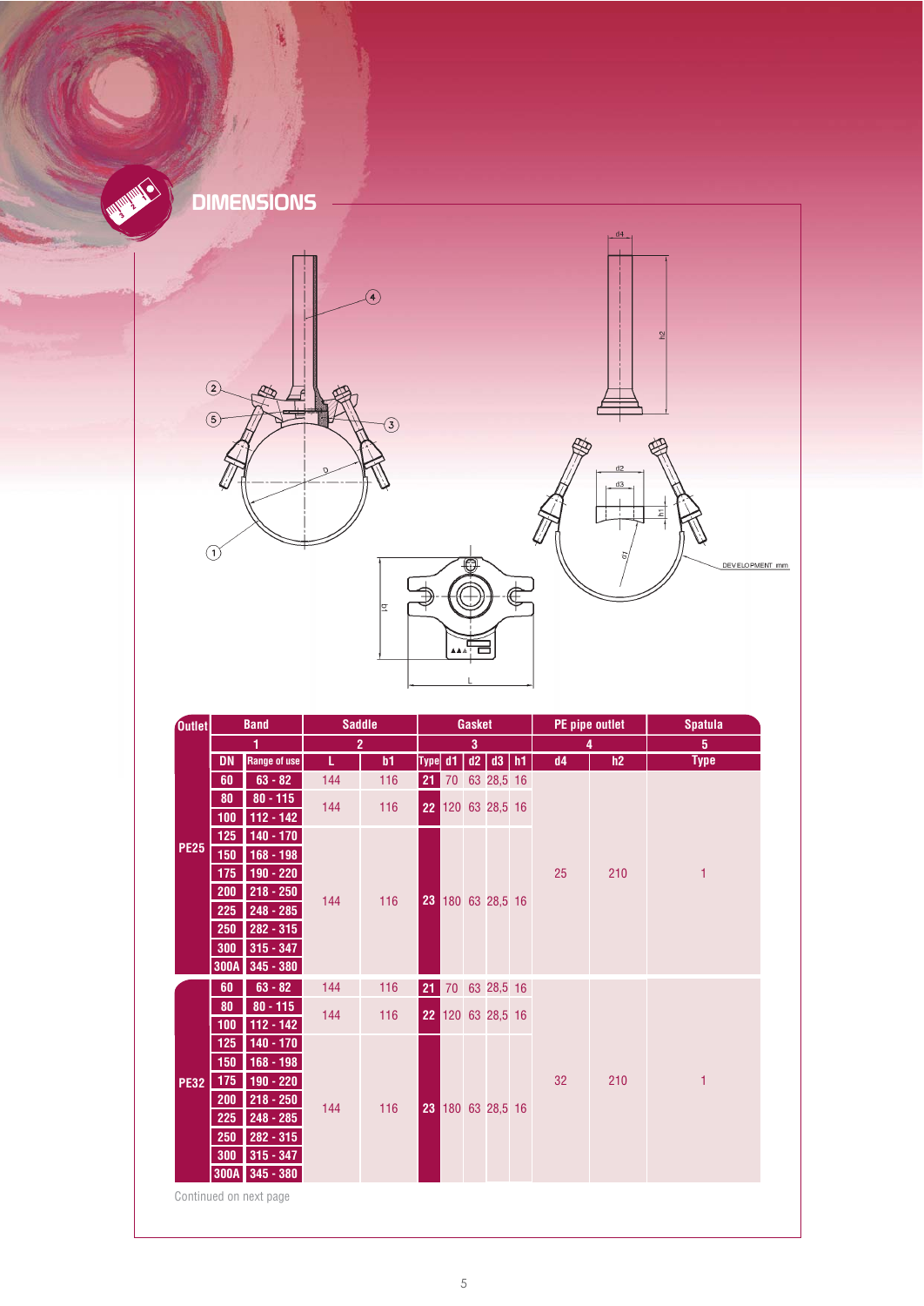## DIMENSIONS

| Outlet | Band | | Saddle | | Gasket | | | | | PE pipe outlet | | Spatula |
|---|---|---|---|---|---|---|---|---|---|---|---|---|
| | 1 | | 2 | | 3 | | | | | 4 | | 5 |
| | DN | Range of use | L | b1 | Type | d1 | d2 | d3 | h1 | d4 | h2 | Type |
| PE25 | 60 | 63 - 82 | 144 | 116 | 21 | 70 | 63 | 28,5 | 16 | 25 | 210 | 1 |
| | 80 | 80 - 115 | 144 | 116 | 22 | 120 | 63 | 28,5 | 16 | | | |
| | 100 | 112 - 142 | | | | | | | | | | |
| | 125 | 140 - 170 | 144 | 116 | 23 | 180 | 63 | 28,5 | 16 | | | |
| | 150 | 168 - 198 | | | | | | | | | | |
| | 175 | 190 - 220 | | | | | | | | | | |
| | 200 | 218 - 250 | | | | | | | | | | |
| | 225 | 248 - 285 | | | | | | | | | | |
| | 250 | 282 - 315 | | | | | | | | | | |
| | 300 | 315 - 347 | | | | | | | | | | |
| | 300A | 345 - 380 | | | | | | | | | | |
| PE32 | 60 | 63 - 82 | 144 | 116 | 21 | 70 | 63 | 28,5 | 16 | 32 | 210 | 1 |
| | 80 | 80 - 115 | 144 | 116 | 22 | 120 | 63 | 28,5 | 16 | | | |
| | 100 | 112 - 142 | | | | | | | | | | |
| | 125 | 140 - 170 | 144 | 116 | 23 | 180 | 63 | 28,5 | 16 | | | |
| | 150 | 168 - 198 | | | | | | | | | | |
| | 175 | 190 - 220 | | | | | | | | | | |
| | 200 | 218 - 250 | | | | | | | | | | |
| | 225 | 248 - 285 | | | | | | | | | | |
| | 250 | 282 - 315 | | | | | | | | | | |
| | 300 | 315 - 347 | | | | | | | | | | |
| | 300A | 345 - 380 | | | | | | | | | | |

Continued on next page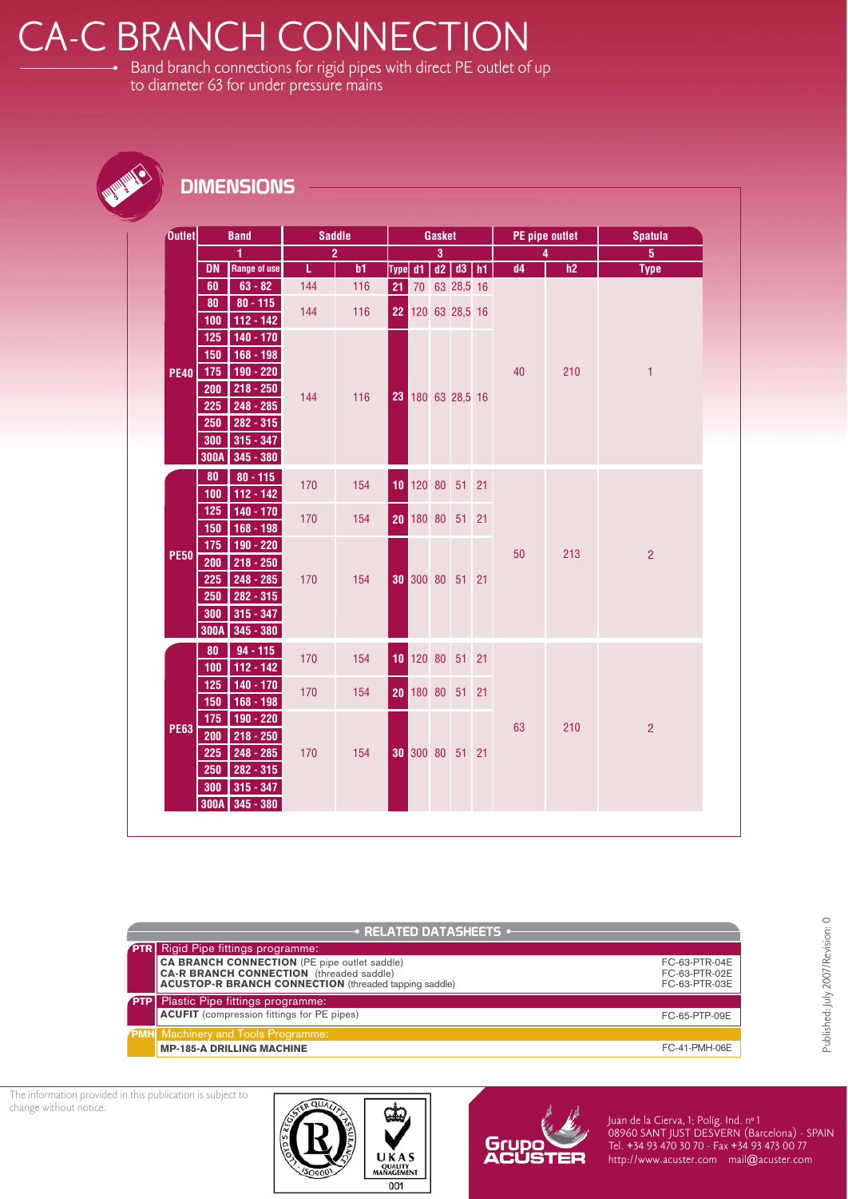# CA-C BRANCH CONNECTION

Band branch connections for rigid pipes with direct PE outlet of up to diameter 63 for under pressure mains

## DIMENSIONS

| Outlet | Band | | Saddle | | Gasket | | | | | PE pipe outlet | | Spatula |
|---|---|---|---|---|---|---|---|---|---|---|---|---|
| | 1 | | 2 | | 3 | | | | | 4 | | 5 |
| | DN | Range of use | L | b1 | Type | d1 | d2 | d3 | h1 | d4 | h2 | Type |
| PE40 | 60 | 63 - 82 | 144 | 116 | 21 | 70 | 63 | 28,5 | 16 | 40 | 210 | 1 |
| | 80 | 80 - 115 | 144 | 116 | 22 | 120 | 63 | 28,5 | 16 | | | |
| | 100 | 112 - 142 | | | | | | | | | | |
| | 125 | 140 - 170 | 144 | 116 | 23 | 180 | 63 | 28,5 | 16 | | | |
| | 150 | 168 - 198 | | | | | | | | | | |
| | 175 | 190 - 220 | | | | | | | | | | |
| | 200 | 218 - 250 | | | | | | | | | | |
| | 225 | 248 - 285 | | | | | | | | | | |
| | 250 | 282 - 315 | | | | | | | | | | |
| | 300 | 315 - 347 | | | | | | | | | | |
| | 300A | 345 - 380 | | | | | | | | | | |
| PE50 | 80 | 80 - 115 | 170 | 154 | 10 | 120 | 80 | 51 | 21 | 50 | 213 | 2 |
| | 100 | 112 - 142 | | | | | | | | | | |
| | 125 | 140 - 170 | 170 | 154 | 20 | 180 | 80 | 51 | 21 | | | |
| | 150 | 168 - 198 | | | | | | | | | | |
| | 175 | 190 - 220 | 170 | 154 | 30 | 300 | 80 | 51 | 21 | | | |
| | 200 | 218 - 250 | | | | | | | | | | |
| | 225 | 248 - 285 | | | | | | | | | | |
| | 250 | 282 - 315 | | | | | | | | | | |
| | 300 | 315 - 347 | | | | | | | | | | |
| | 300A | 345 - 380 | | | | | | | | | | |
| PE63 | 80 | 94 - 115 | 170 | 154 | 10 | 120 | 80 | 51 | 21 | 63 | 210 | 2 |
| | 100 | 112 - 142 | | | | | | | | | | |
| | 125 | 140 - 170 | 170 | 154 | 20 | 180 | 80 | 51 | 21 | | | |
| | 150 | 168 - 198 | | | | | | | | | | |
| | 175 | 190 - 220 | 170 | 154 | 30 | 300 | 80 | 51 | 21 | | | |
| | 200 | 218 - 250 | | | | | | | | | | |
| | 225 | 248 - 285 | | | | | | | | | | |
| | 250 | 282 - 315 | | | | | | | | | | |
| | 300 | 315 - 347 | | | | | | | | | | |
| | 300A | 345 - 380 | | | | | | | | | | |

## RELATED DATASHEETS

**PTR** Rigid Pipe fittings programme:

- **CA BRANCH CONNECTION** (PE pipe outlet saddle) — FC-63-PTR-04E
- **CA-R BRANCH CONNECTION** (threaded saddle) — FC-63-PTR-02E
- **ACUSTOP-R BRANCH CONNECTION** (threaded tapping saddle) — FC-63-PTR-03E

**PTP** Plastic Pipe fittings programme:

- **ACUFIT** (compression fittings for PE pipes) — FC-65-PTP-09E

**PMH** Machinery and Tools Programme:

- **MP-185-A DRILLING MACHINE** — FC-41-PMH-06E

Published: July 2007/Revision: 0

The information provided in this publication is subject to change without notice.

Grupo ACUSTER

Juan de la Cierva, 1; Políg. Ind. nº1
08960 SANT JUST DESVERN (Barcelona) - SPAIN
Tel. +34 93 470 30 70 - Fax +34 93 473 00 77
http://www.acuster.com mail@acuster.com